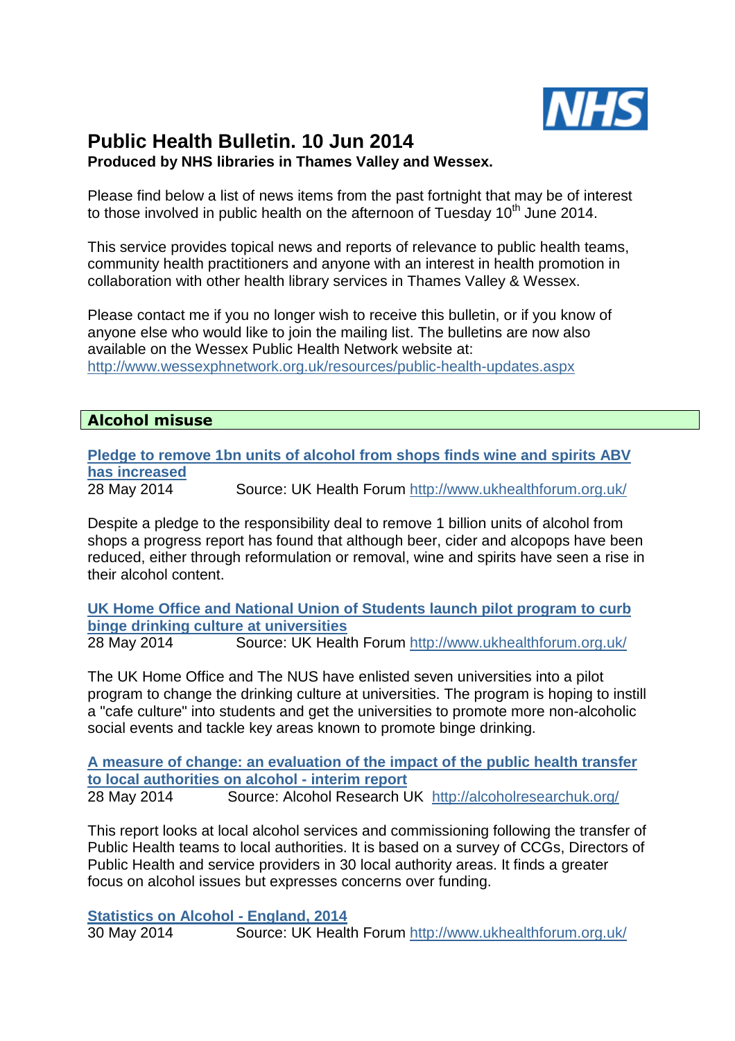# Public Health Bulletin. 10 Jun 2014

**Produced by NHS libraries in Thames Valley and Wessex.**

Please find below a list of news items from the past fortnight that may be of interest to those involved in public health on the afternoon of Tuesday 10th June 2014.

This service provides topical news and reports of relevance to public health teams, community health practitioners and anyone with an interest in health promotion in collaboration with other health library services in Thames Valley & Wessex.

Please contact me if you no longer wish to receive this bulletin, or if you know of anyone else who would like to join the mailing list. The bulletins are now also available on the Wessex Public Health Network website at: http://www.wessexphnetwork.org.uk/resources/public-health-updates.aspx

## Alcohol misuse

**Pledge to remove 1bn units of alcohol from shops finds wine and spirits ABV has increased**
28 May 2014 Source: UK Health Forum http://www.ukhealthforum.org.uk/

Despite a pledge to the responsibility deal to remove 1 billion units of alcohol from shops a progress report has found that although beer, cider and alcopops have been reduced, either through reformulation or removal, wine and spirits have seen a rise in their alcohol content.

**UK Home Office and National Union of Students launch pilot program to curb binge drinking culture at universities**
28 May 2014 Source: UK Health Forum http://www.ukhealthforum.org.uk/

The UK Home Office and The NUS have enlisted seven universities into a pilot program to change the drinking culture at universities. The program is hoping to instill a "cafe culture" into students and get the universities to promote more non-alcoholic social events and tackle key areas known to promote binge drinking.

**A measure of change: an evaluation of the impact of the public health transfer to local authorities on alcohol - interim report**
28 May 2014 Source: Alcohol Research UK http://alcoholresearchuk.org/

This report looks at local alcohol services and commissioning following the transfer of Public Health teams to local authorities. It is based on a survey of CCGs, Directors of Public Health and service providers in 30 local authority areas. It finds a greater focus on alcohol issues but expresses concerns over funding.

**Statistics on Alcohol - England, 2014**
30 May 2014 Source: UK Health Forum http://www.ukhealthforum.org.uk/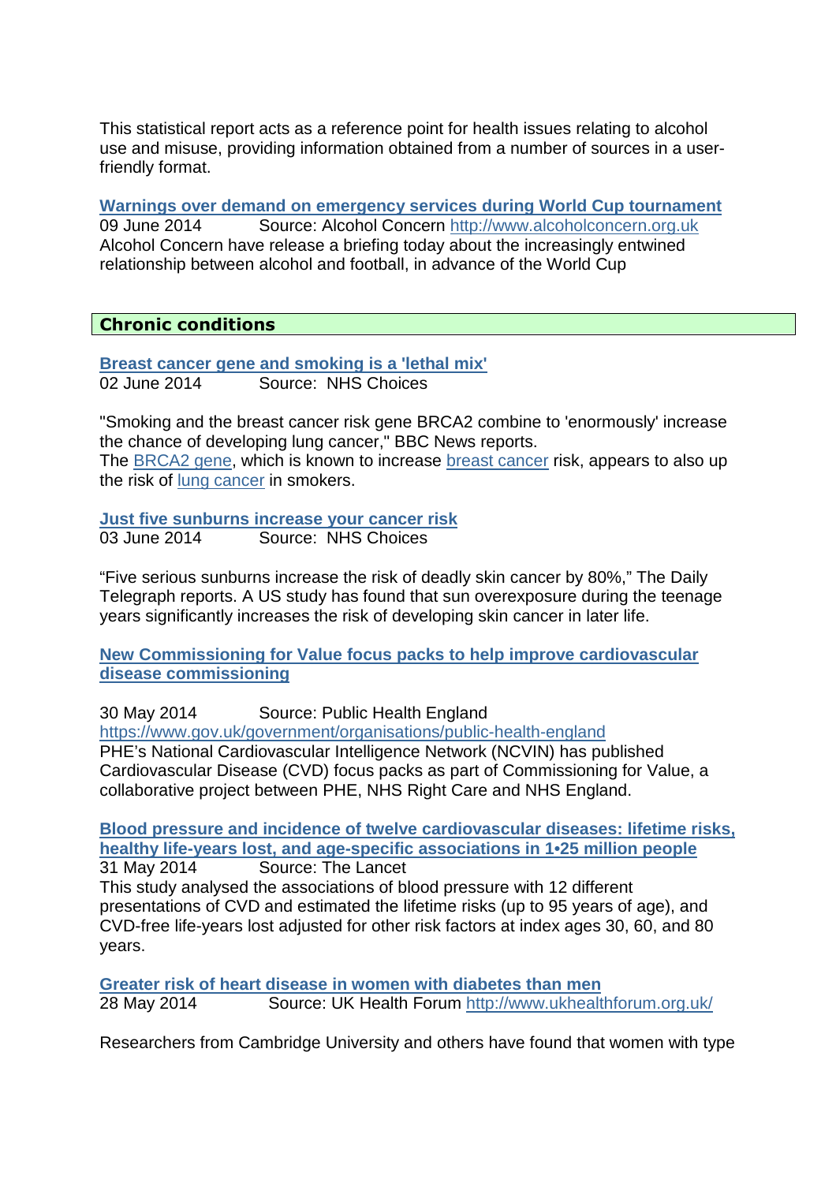This statistical report acts as a reference point for health issues relating to alcohol use and misuse, providing information obtained from a number of sources in a user-friendly format.

**Warnings over demand on emergency services during World Cup tournament**
09 June 2014 Source: Alcohol Concern http://www.alcoholconcern.org.uk
Alcohol Concern have release a briefing today about the increasingly entwined relationship between alcohol and football, in advance of the World Cup

## Chronic conditions

**Breast cancer gene and smoking is a 'lethal mix'**
02 June 2014 Source: NHS Choices

"Smoking and the breast cancer risk gene BRCA2 combine to 'enormously' increase the chance of developing lung cancer," BBC News reports.
The BRCA2 gene, which is known to increase breast cancer risk, appears to also up the risk of lung cancer in smokers.

**Just five sunburns increase your cancer risk**
03 June 2014 Source: NHS Choices

"Five serious sunburns increase the risk of deadly skin cancer by 80%," The Daily Telegraph reports. A US study has found that sun overexposure during the teenage years significantly increases the risk of developing skin cancer in later life.

**New Commissioning for Value focus packs to help improve cardiovascular disease commissioning**

30 May 2014 Source: Public Health England
https://www.gov.uk/government/organisations/public-health-england
PHE's National Cardiovascular Intelligence Network (NCVIN) has published Cardiovascular Disease (CVD) focus packs as part of Commissioning for Value, a collaborative project between PHE, NHS Right Care and NHS England.

**Blood pressure and incidence of twelve cardiovascular diseases: lifetime risks, healthy life-years lost, and age-specific associations in 1•25 million people**
31 May 2014 Source: The Lancet
This study analysed the associations of blood pressure with 12 different presentations of CVD and estimated the lifetime risks (up to 95 years of age), and CVD-free life-years lost adjusted for other risk factors at index ages 30, 60, and 80 years.

**Greater risk of heart disease in women with diabetes than men**
28 May 2014 Source: UK Health Forum http://www.ukhealthforum.org.uk/

Researchers from Cambridge University and others have found that women with type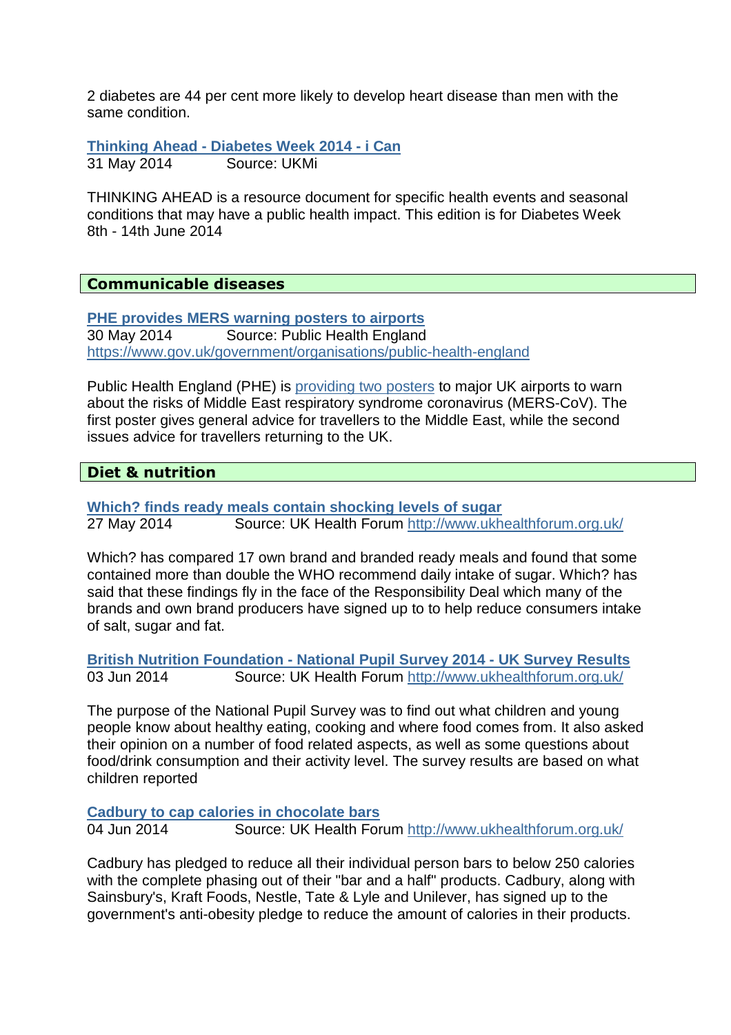2 diabetes are 44 per cent more likely to develop heart disease than men with the same condition.

**Thinking Ahead - Diabetes Week 2014 - i Can**
31 May 2014 Source: UKMi

THINKING AHEAD is a resource document for specific health events and seasonal conditions that may have a public health impact. This edition is for Diabetes Week 8th - 14th June 2014

## Communicable diseases

**PHE provides MERS warning posters to airports**
30 May 2014 Source: Public Health England
https://www.gov.uk/government/organisations/public-health-england

Public Health England (PHE) is providing two posters to major UK airports to warn about the risks of Middle East respiratory syndrome coronavirus (MERS-CoV). The first poster gives general advice for travellers to the Middle East, while the second issues advice for travellers returning to the UK.

## Diet & nutrition

**Which? finds ready meals contain shocking levels of sugar**
27 May 2014 Source: UK Health Forum http://www.ukhealthforum.org.uk/

Which? has compared 17 own brand and branded ready meals and found that some contained more than double the WHO recommend daily intake of sugar. Which? has said that these findings fly in the face of the Responsibility Deal which many of the brands and own brand producers have signed up to to help reduce consumers intake of salt, sugar and fat.

**British Nutrition Foundation - National Pupil Survey 2014 - UK Survey Results**
03 Jun 2014 Source: UK Health Forum http://www.ukhealthforum.org.uk/

The purpose of the National Pupil Survey was to find out what children and young people know about healthy eating, cooking and where food comes from. It also asked their opinion on a number of food related aspects, as well as some questions about food/drink consumption and their activity level. The survey results are based on what children reported

**Cadbury to cap calories in chocolate bars**
04 Jun 2014 Source: UK Health Forum http://www.ukhealthforum.org.uk/

Cadbury has pledged to reduce all their individual person bars to below 250 calories with the complete phasing out of their "bar and a half" products. Cadbury, along with Sainsbury's, Kraft Foods, Nestle, Tate & Lyle and Unilever, has signed up to the government's anti-obesity pledge to reduce the amount of calories in their products.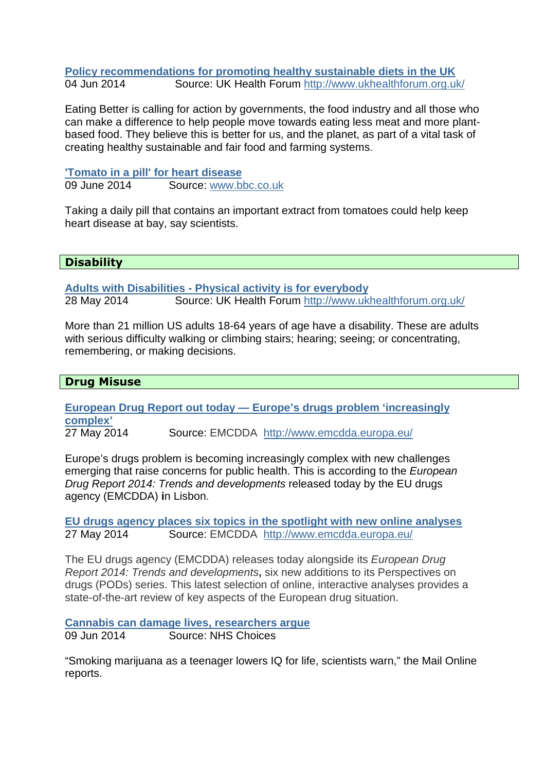**Policy recommendations for promoting healthy sustainable diets in the UK**
04 Jun 2014 Source: UK Health Forum http://www.ukhealthforum.org.uk/

Eating Better is calling for action by governments, the food industry and all those who can make a difference to help people move towards eating less meat and more plant-based food. They believe this is better for us, and the planet, as part of a vital task of creating healthy sustainable and fair food and farming systems.

**'Tomato in a pill' for heart disease**
09 June 2014 Source: www.bbc.co.uk

Taking a daily pill that contains an important extract from tomatoes could help keep heart disease at bay, say scientists.

## Disability

**Adults with Disabilities - Physical activity is for everybody**
28 May 2014 Source: UK Health Forum http://www.ukhealthforum.org.uk/

More than 21 million US adults 18-64 years of age have a disability. These are adults with serious difficulty walking or climbing stairs; hearing; seeing; or concentrating, remembering, or making decisions.

## Drug Misuse

**European Drug Report out today — Europe's drugs problem 'increasingly complex'**
27 May 2014 Source: EMCDDA http://www.emcdda.europa.eu/

Europe's drugs problem is becoming increasingly complex with new challenges emerging that raise concerns for public health. This is according to the *European Drug Report 2014: Trends and developments* released today by the EU drugs agency (EMCDDA) **i**n Lisbon.

**EU drugs agency places six topics in the spotlight with new online analyses**
27 May 2014 Source: EMCDDA http://www.emcdda.europa.eu/

The EU drugs agency (EMCDDA) releases today alongside its *European Drug Report 2014: Trends and developments***,** six new additions to its Perspectives on drugs (PODs) series. This latest selection of online, interactive analyses provides a state-of-the-art review of key aspects of the European drug situation.

**Cannabis can damage lives, researchers argue**
09 Jun 2014 Source: NHS Choices

"Smoking marijuana as a teenager lowers IQ for life, scientists warn," the Mail Online reports.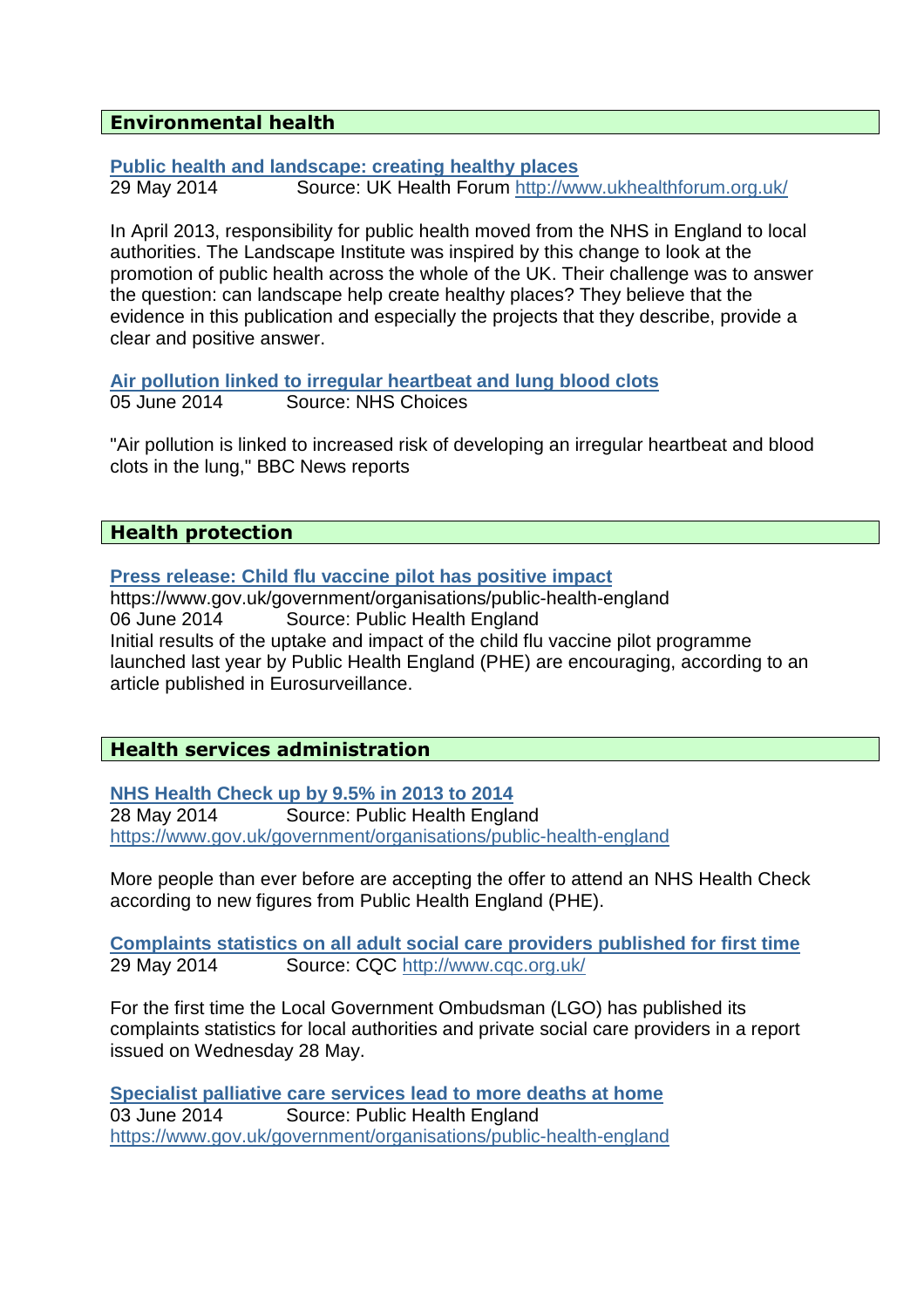## Environmental health

**Public health and landscape: creating healthy places**
29 May 2014 Source: UK Health Forum http://www.ukhealthforum.org.uk/

In April 2013, responsibility for public health moved from the NHS in England to local authorities. The Landscape Institute was inspired by this change to look at the promotion of public health across the whole of the UK. Their challenge was to answer the question: can landscape help create healthy places? They believe that the evidence in this publication and especially the projects that they describe, provide a clear and positive answer.

**Air pollution linked to irregular heartbeat and lung blood clots**
05 June 2014 Source: NHS Choices

"Air pollution is linked to increased risk of developing an irregular heartbeat and blood clots in the lung," BBC News reports

## Health protection

**Press release: Child flu vaccine pilot has positive impact**
https://www.gov.uk/government/organisations/public-health-england
06 June 2014 Source: Public Health England
Initial results of the uptake and impact of the child flu vaccine pilot programme launched last year by Public Health England (PHE) are encouraging, according to an article published in Eurosurveillance.

## Health services administration

**NHS Health Check up by 9.5% in 2013 to 2014**
28 May 2014 Source: Public Health England
https://www.gov.uk/government/organisations/public-health-england

More people than ever before are accepting the offer to attend an NHS Health Check according to new figures from Public Health England (PHE).

**Complaints statistics on all adult social care providers published for first time**
29 May 2014 Source: CQC http://www.cqc.org.uk/

For the first time the Local Government Ombudsman (LGO) has published its complaints statistics for local authorities and private social care providers in a report issued on Wednesday 28 May.

**Specialist palliative care services lead to more deaths at home**
03 June 2014 Source: Public Health England
https://www.gov.uk/government/organisations/public-health-england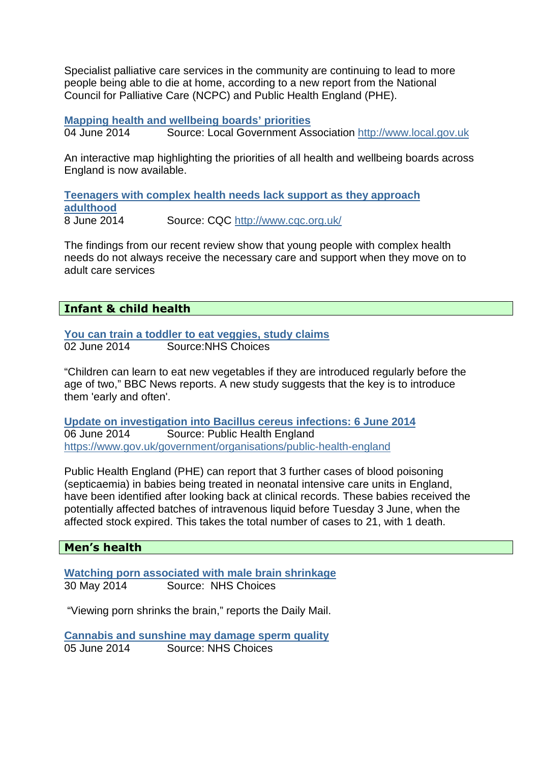Specialist palliative care services in the community are continuing to lead to more people being able to die at home, according to a new report from the National Council for Palliative Care (NCPC) and Public Health England (PHE).

**Mapping health and wellbeing boards' priorities**
04 June 2014 Source: Local Government Association http://www.local.gov.uk

An interactive map highlighting the priorities of all health and wellbeing boards across England is now available.

**Teenagers with complex health needs lack support as they approach adulthood**
8 June 2014 Source: CQC http://www.cqc.org.uk/

The findings from our recent review show that young people with complex health needs do not always receive the necessary care and support when they move on to adult care services

## Infant & child health

**You can train a toddler to eat veggies, study claims**
02 June 2014 Source:NHS Choices

"Children can learn to eat new vegetables if they are introduced regularly before the age of two," BBC News reports. A new study suggests that the key is to introduce them 'early and often'.

**Update on investigation into Bacillus cereus infections: 6 June 2014**
06 June 2014 Source: Public Health England
https://www.gov.uk/government/organisations/public-health-england

Public Health England (PHE) can report that 3 further cases of blood poisoning (septicaemia) in babies being treated in neonatal intensive care units in England, have been identified after looking back at clinical records. These babies received the potentially affected batches of intravenous liquid before Tuesday 3 June, when the affected stock expired. This takes the total number of cases to 21, with 1 death.

## Men's health

**Watching porn associated with male brain shrinkage**
30 May 2014 Source: NHS Choices

"Viewing porn shrinks the brain," reports the Daily Mail.

**Cannabis and sunshine may damage sperm quality**
05 June 2014 Source: NHS Choices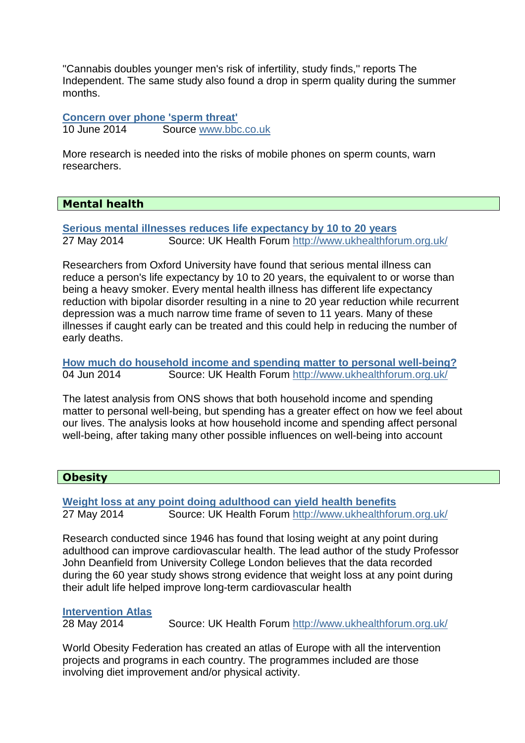"Cannabis doubles younger men's risk of infertility, study finds,'' reports The Independent. The same study also found a drop in sperm quality during the summer months.

**[Concern over phone 'sperm threat']**
10 June 2014 Source www.bbc.co.uk

More research is needed into the risks of mobile phones on sperm counts, warn researchers.

## Mental health

**Serious mental illnesses reduces life expectancy by 10 to 20 years**
27 May 2014 Source: UK Health Forum http://www.ukhealthforum.org.uk/

Researchers from Oxford University have found that serious mental illness can reduce a person's life expectancy by 10 to 20 years, the equivalent to or worse than being a heavy smoker. Every mental health illness has different life expectancy reduction with bipolar disorder resulting in a nine to 20 year reduction while recurrent depression was a much narrow time frame of seven to 11 years. Many of these illnesses if caught early can be treated and this could help in reducing the number of early deaths.

**How much do household income and spending matter to personal well-being?**
04 Jun 2014 Source: UK Health Forum http://www.ukhealthforum.org.uk/

The latest analysis from ONS shows that both household income and spending matter to personal well-being, but spending has a greater effect on how we feel about our lives. The analysis looks at how household income and spending affect personal well-being, after taking many other possible influences on well-being into account

## Obesity

**Weight loss at any point doing adulthood can yield health benefits**
27 May 2014 Source: UK Health Forum http://www.ukhealthforum.org.uk/

Research conducted since 1946 has found that losing weight at any point during adulthood can improve cardiovascular health. The lead author of the study Professor John Deanfield from University College London believes that the data recorded during the 60 year study shows strong evidence that weight loss at any point during their adult life helped improve long-term cardiovascular health

**Intervention Atlas**
28 May 2014 Source: UK Health Forum http://www.ukhealthforum.org.uk/

World Obesity Federation has created an atlas of Europe with all the intervention projects and programs in each country. The programmes included are those involving diet improvement and/or physical activity.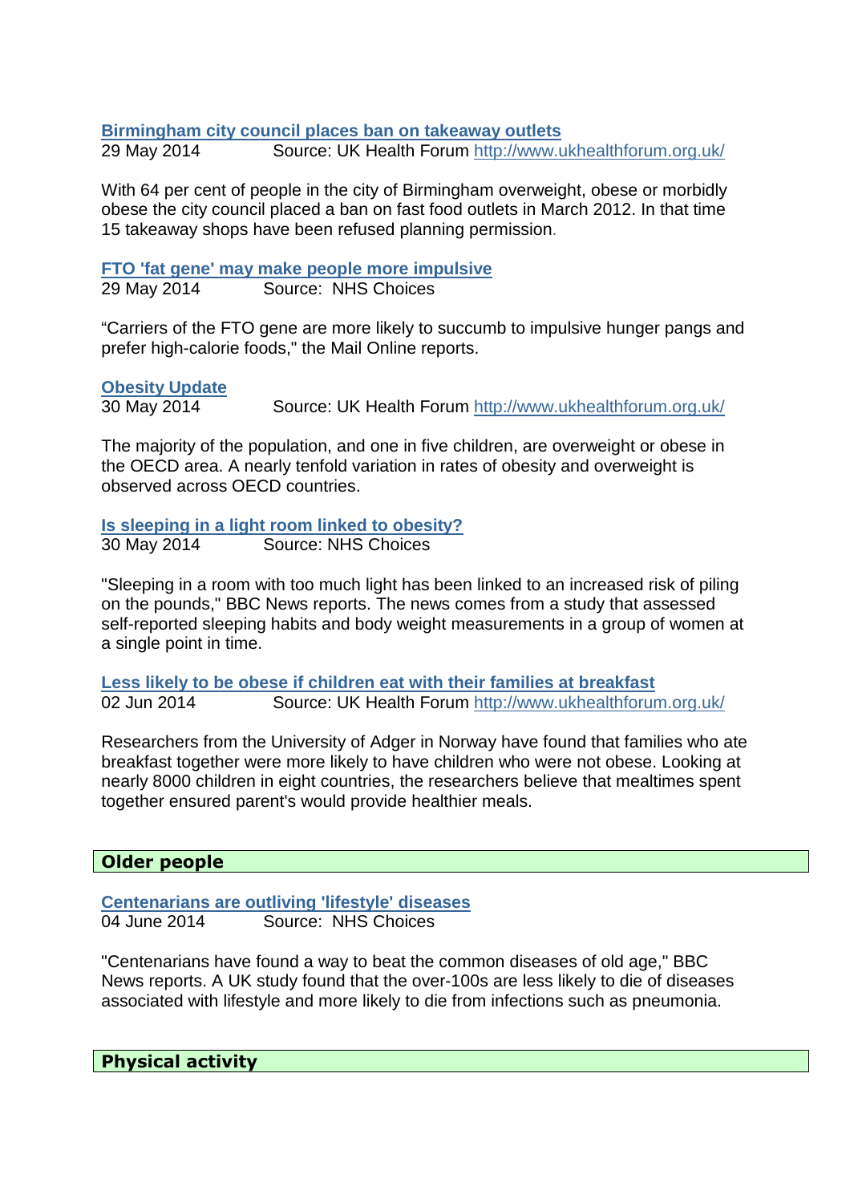**Birmingham city council places ban on takeaway outlets**

29 May 2014 Source: UK Health Forum http://www.ukhealthforum.org.uk/

With 64 per cent of people in the city of Birmingham overweight, obese or morbidly obese the city council placed a ban on fast food outlets in March 2012. In that time 15 takeaway shops have been refused planning permission.

**FTO 'fat gene' may make people more impulsive**

29 May 2014 Source: NHS Choices

“Carriers of the FTO gene are more likely to succumb to impulsive hunger pangs and prefer high-calorie foods," the Mail Online reports.

**Obesity Update**

30 May 2014 Source: UK Health Forum http://www.ukhealthforum.org.uk/

The majority of the population, and one in five children, are overweight or obese in the OECD area. A nearly tenfold variation in rates of obesity and overweight is observed across OECD countries.

**Is sleeping in a light room linked to obesity?**

30 May 2014 Source: NHS Choices

"Sleeping in a room with too much light has been linked to an increased risk of piling on the pounds," BBC News reports. The news comes from a study that assessed self-reported sleeping habits and body weight measurements in a group of women at a single point in time.

**Less likely to be obese if children eat with their families at breakfast**

02 Jun 2014 Source: UK Health Forum http://www.ukhealthforum.org.uk/

Researchers from the University of Adger in Norway have found that families who ate breakfast together were more likely to have children who were not obese. Looking at nearly 8000 children in eight countries, the researchers believe that mealtimes spent together ensured parent's would provide healthier meals.

## Older people

**Centenarians are outliving 'lifestyle' diseases**

04 June 2014 Source: NHS Choices

"Centenarians have found a way to beat the common diseases of old age," BBC News reports. A UK study found that the over-100s are less likely to die of diseases associated with lifestyle and more likely to die from infections such as pneumonia.

## Physical activity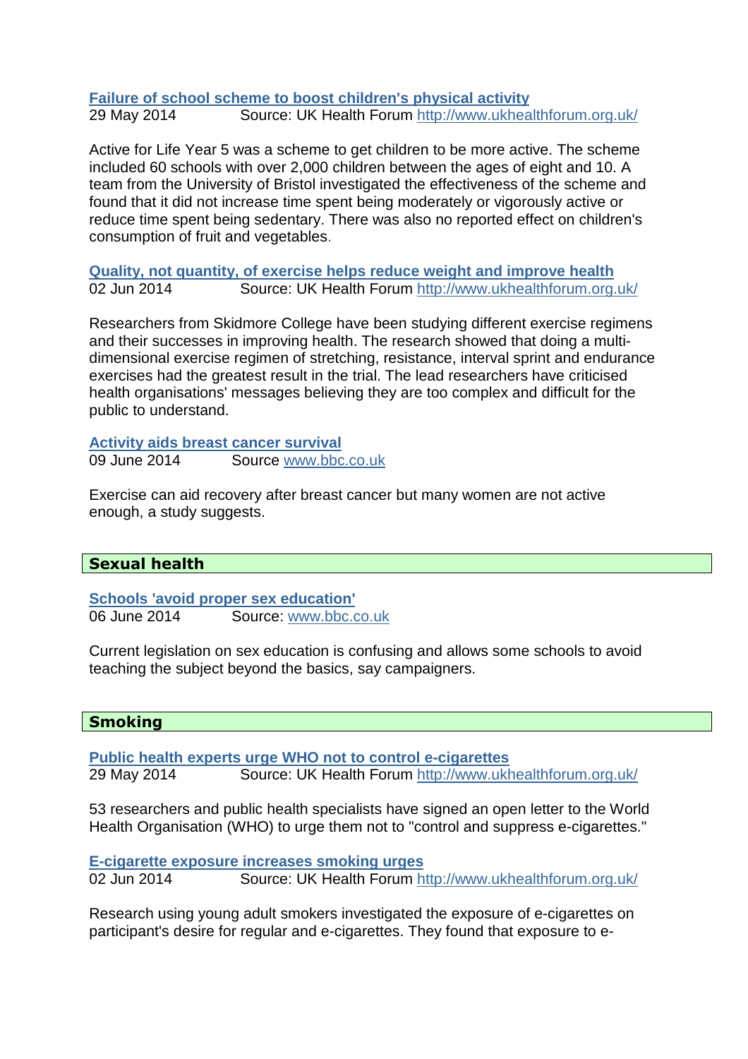**Failure of school scheme to boost children's physical activity**
29 May 2014 Source: UK Health Forum http://www.ukhealthforum.org.uk/

Active for Life Year 5 was a scheme to get children to be more active. The scheme included 60 schools with over 2,000 children between the ages of eight and 10. A team from the University of Bristol investigated the effectiveness of the scheme and found that it did not increase time spent being moderately or vigorously active or reduce time spent being sedentary. There was also no reported effect on children's consumption of fruit and vegetables.

**Quality, not quantity, of exercise helps reduce weight and improve health**
02 Jun 2014 Source: UK Health Forum http://www.ukhealthforum.org.uk/

Researchers from Skidmore College have been studying different exercise regimens and their successes in improving health. The research showed that doing a multi-dimensional exercise regimen of stretching, resistance, interval sprint and endurance exercises had the greatest result in the trial. The lead researchers have criticised health organisations' messages believing they are too complex and difficult for the public to understand.

**Activity aids breast cancer survival**
09 June 2014 Source www.bbc.co.uk

Exercise can aid recovery after breast cancer but many women are not active enough, a study suggests.

## Sexual health

**Schools 'avoid proper sex education'**
06 June 2014 Source: www.bbc.co.uk

Current legislation on sex education is confusing and allows some schools to avoid teaching the subject beyond the basics, say campaigners.

## Smoking

**Public health experts urge WHO not to control e-cigarettes**
29 May 2014 Source: UK Health Forum http://www.ukhealthforum.org.uk/

53 researchers and public health specialists have signed an open letter to the World Health Organisation (WHO) to urge them not to "control and suppress e-cigarettes."

**E-cigarette exposure increases smoking urges**
02 Jun 2014 Source: UK Health Forum http://www.ukhealthforum.org.uk/

Research using young adult smokers investigated the exposure of e-cigarettes on participant's desire for regular and e-cigarettes. They found that exposure to e-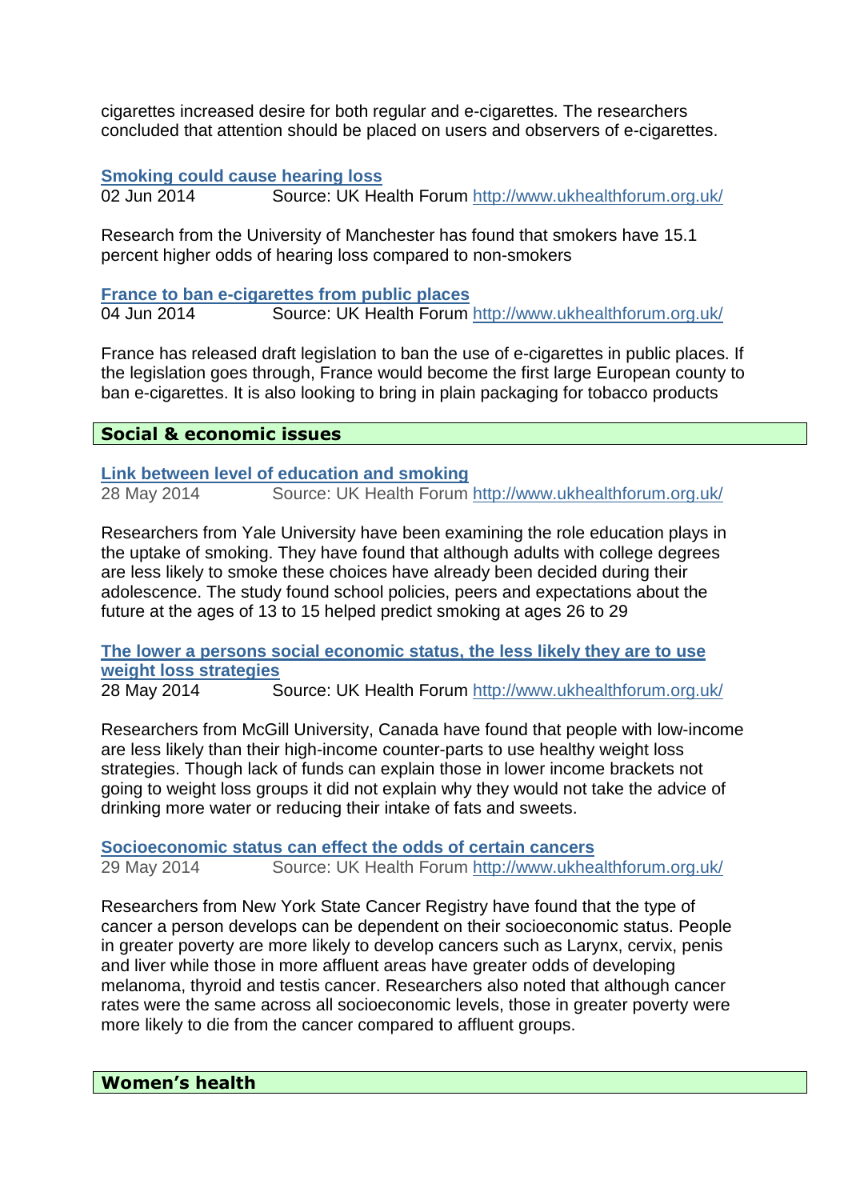cigarettes increased desire for both regular and e-cigarettes. The researchers concluded that attention should be placed on users and observers of e-cigarettes.

**Smoking could cause hearing loss**
02 Jun 2014 Source: UK Health Forum http://www.ukhealthforum.org.uk/

Research from the University of Manchester has found that smokers have 15.1 percent higher odds of hearing loss compared to non-smokers

**France to ban e-cigarettes from public places**
04 Jun 2014 Source: UK Health Forum http://www.ukhealthforum.org.uk/

France has released draft legislation to ban the use of e-cigarettes in public places. If the legislation goes through, France would become the first large European county to ban e-cigarettes. It is also looking to bring in plain packaging for tobacco products

## Social & economic issues

**Link between level of education and smoking**
28 May 2014 Source: UK Health Forum http://www.ukhealthforum.org.uk/

Researchers from Yale University have been examining the role education plays in the uptake of smoking. They have found that although adults with college degrees are less likely to smoke these choices have already been decided during their adolescence. The study found school policies, peers and expectations about the future at the ages of 13 to 15 helped predict smoking at ages 26 to 29

**The lower a persons social economic status, the less likely they are to use weight loss strategies**
28 May 2014 Source: UK Health Forum http://www.ukhealthforum.org.uk/

Researchers from McGill University, Canada have found that people with low-income are less likely than their high-income counter-parts to use healthy weight loss strategies. Though lack of funds can explain those in lower income brackets not going to weight loss groups it did not explain why they would not take the advice of drinking more water or reducing their intake of fats and sweets.

**Socioeconomic status can effect the odds of certain cancers**
29 May 2014 Source: UK Health Forum http://www.ukhealthforum.org.uk/

Researchers from New York State Cancer Registry have found that the type of cancer a person develops can be dependent on their socioeconomic status. People in greater poverty are more likely to develop cancers such as Larynx, cervix, penis and liver while those in more affluent areas have greater odds of developing melanoma, thyroid and testis cancer. Researchers also noted that although cancer rates were the same across all socioeconomic levels, those in greater poverty were more likely to die from the cancer compared to affluent groups.

## Women's health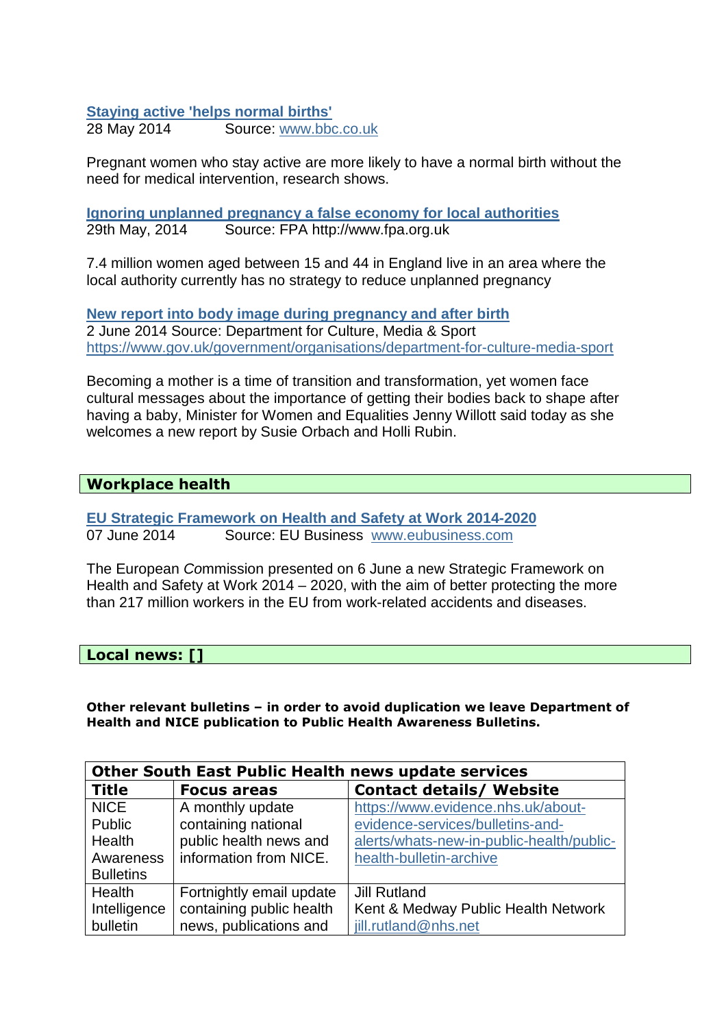**Staying active 'helps normal births'**
28 May 2014 Source: www.bbc.co.uk

Pregnant women who stay active are more likely to have a normal birth without the need for medical intervention, research shows.

**Ignoring unplanned pregnancy a false economy for local authorities**
29th May, 2014 Source: FPA http://www.fpa.org.uk

7.4 million women aged between 15 and 44 in England live in an area where the local authority currently has no strategy to reduce unplanned pregnancy

**New report into body image during pregnancy and after birth**
2 June 2014 Source: Department for Culture, Media & Sport
https://www.gov.uk/government/organisations/department-for-culture-media-sport

Becoming a mother is a time of transition and transformation, yet women face cultural messages about the importance of getting their bodies back to shape after having a baby, Minister for Women and Equalities Jenny Willott said today as she welcomes a new report by Susie Orbach and Holli Rubin.

## Workplace health

**EU Strategic Framework on Health and Safety at Work 2014-2020**
07 June 2014 Source: EU Business www.eubusiness.com

The European Commission presented on 6 June a new Strategic Framework on Health and Safety at Work 2014 – 2020, with the aim of better protecting the more than 217 million workers in the EU from work-related accidents and diseases.

## Local news: []

**Other relevant bulletins – in order to avoid duplication we leave Department of Health and NICE publication to Public Health Awareness Bulletins.**

| Other South East Public Health news update services | | |
|---|---|---|
| **Title** | **Focus areas** | **Contact details/ Website** |
| NICE Public Health Awareness Bulletins | A monthly update containing national public health news and information from NICE. | https://www.evidence.nhs.uk/about-evidence-services/bulletins-and-alerts/whats-new-in-public-health/public-health-bulletin-archive |
| Health Intelligence bulletin | Fortnightly email update containing public health news, publications and | Jill Rutland Kent & Medway Public Health Network jill.rutland@nhs.net |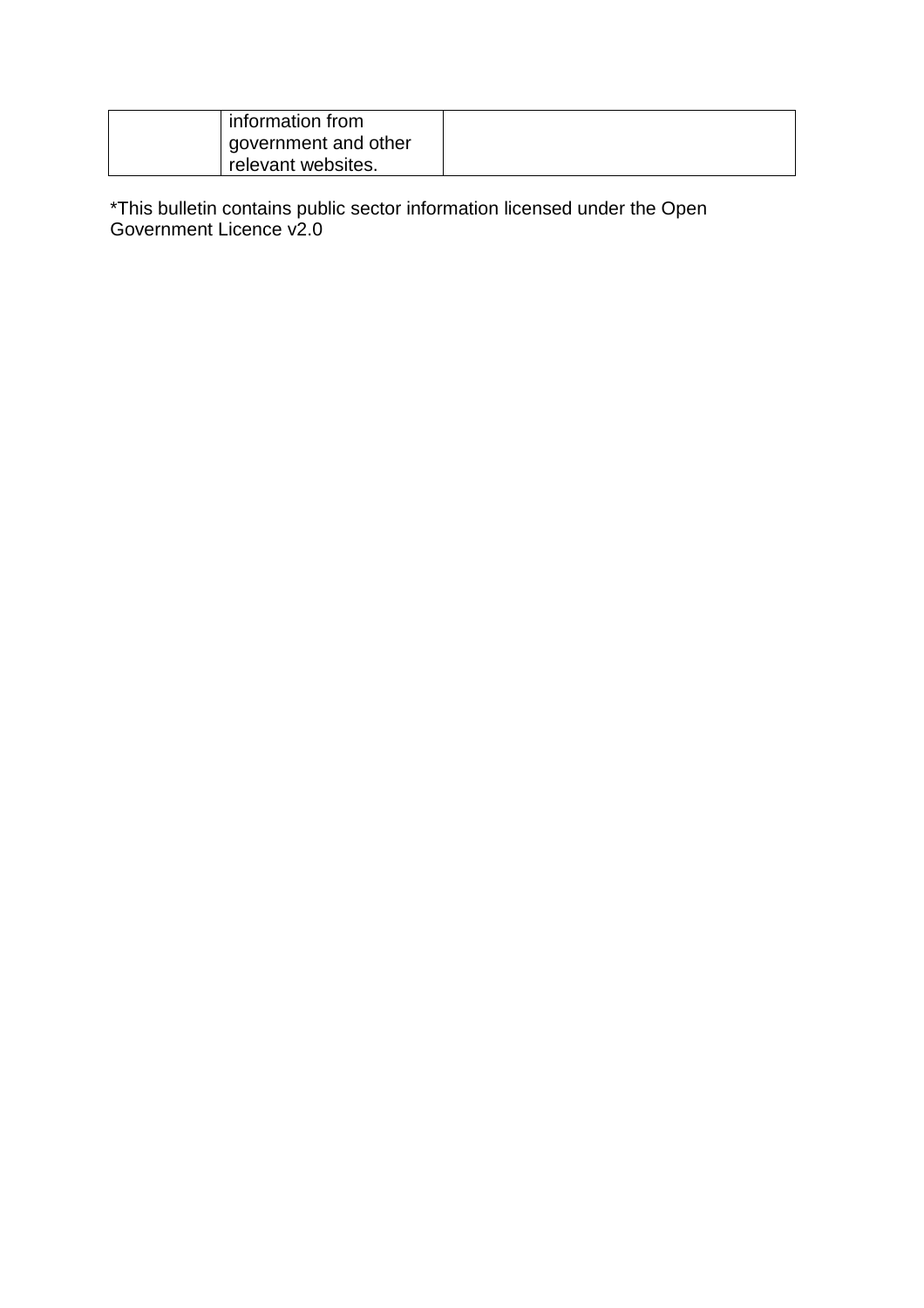| | | |
|---|---|---|
| | information from government and other relevant websites. | |

*This bulletin contains public sector information licensed under the Open Government Licence v2.0